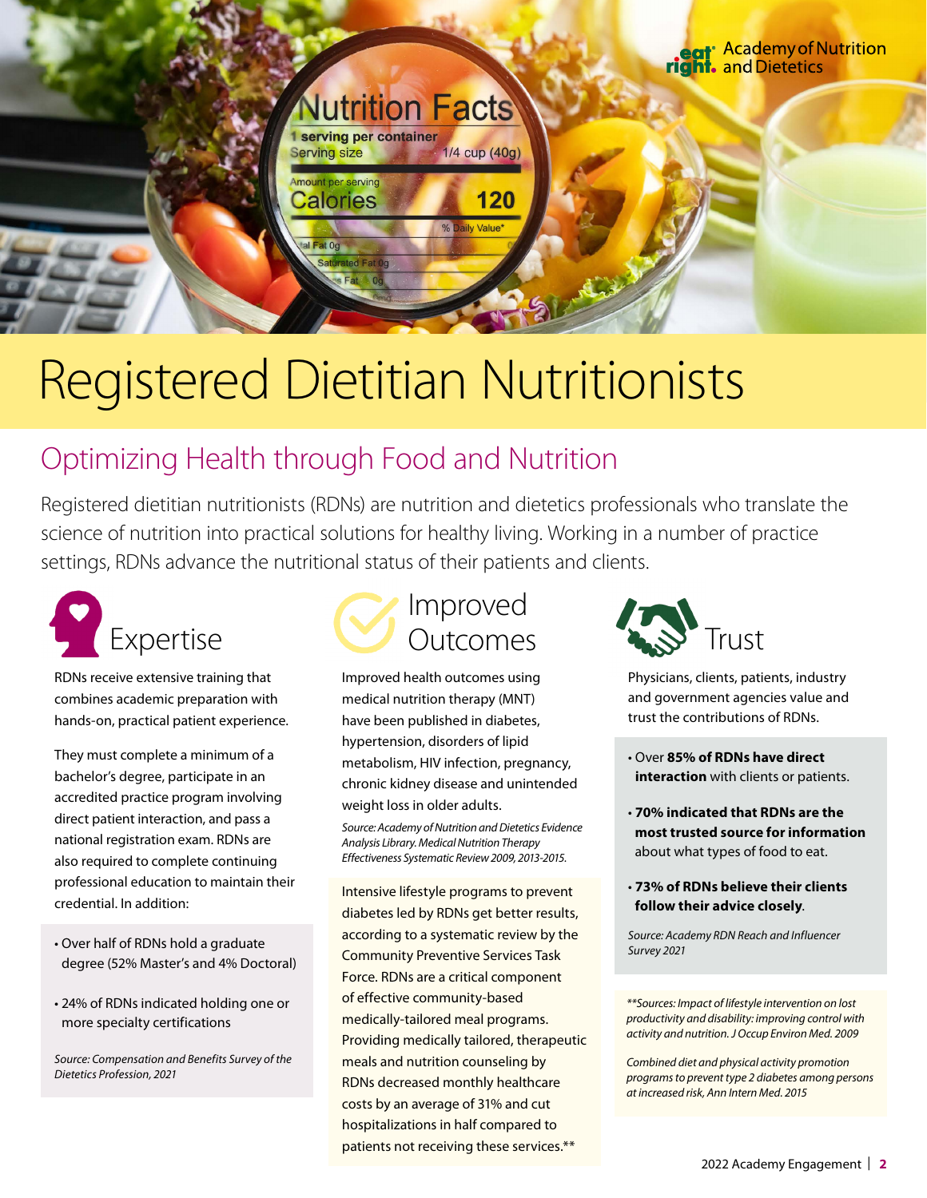# Registered Dietitian Nutritionists

## Optimizing Health through Food and Nutrition

Registered dietitian nutritionists (RDNs) are nutrition and dietetics professionals who translate the science of nutrition into practical solutions for healthy living. Working in a number of practice settings, RDNs advance the nutritional status of their patients and clients.

### Expertise

RDNs receive extensive training that combines academic preparation with hands-on, practical patient experience.

They must complete a minimum of a bachelor's degree, participate in an accredited practice program involving direct patient interaction, and pass a national registration exam. RDNs are also required to complete continuing professional education to maintain their credential. In addition:

- Over half of RDNs hold a graduate degree (52% Master's and 4% Doctoral)
- 24% of RDNs indicated holding one or more specialty certifications

*Source: Compensation and Benefits Survey of the Dietetics Profession, 2021*

### Improved Outcomes

Improved health outcomes using medical nutrition therapy (MNT) have been published in diabetes, hypertension, disorders of lipid metabolism, HIV infection, pregnancy, chronic kidney disease and unintended weight loss in older adults.

*Source: Academy of Nutrition and Dietetics Evidence Analysis Library. Medical Nutrition Therapy Effectiveness Systematic Review 2009, 2013-2015.*

Intensive lifestyle programs to prevent diabetes led by RDNs get better results, according to a systematic review by the Community Preventive Services Task Force. RDNs are a critical component of effective community-based medically-tailored meal programs. Providing medically tailored, therapeutic meals and nutrition counseling by RDNs decreased monthly healthcare costs by an average of 31% and cut hospitalizations in half compared to patients not receiving these services.**

### Trust

Physicians, clients, patients, industry and government agencies value and trust the contributions of RDNs.

- Over **85% of RDNs have direct interaction** with clients or patients.
- **70% indicated that RDNs are the most trusted source for information** about what types of food to eat.
- **73% of RDNs believe their clients follow their advice closely**.

*Source: Academy RDN Reach and Influencer Survey 2021*

*\*\*Sources: Impact of lifestyle intervention on lost productivity and disability: improving control with activity and nutrition. J Occup Environ Med. 2009*

*Combined diet and physical activity promotion programs to prevent type 2 diabetes among persons at increased risk, Ann Intern Med. 2015*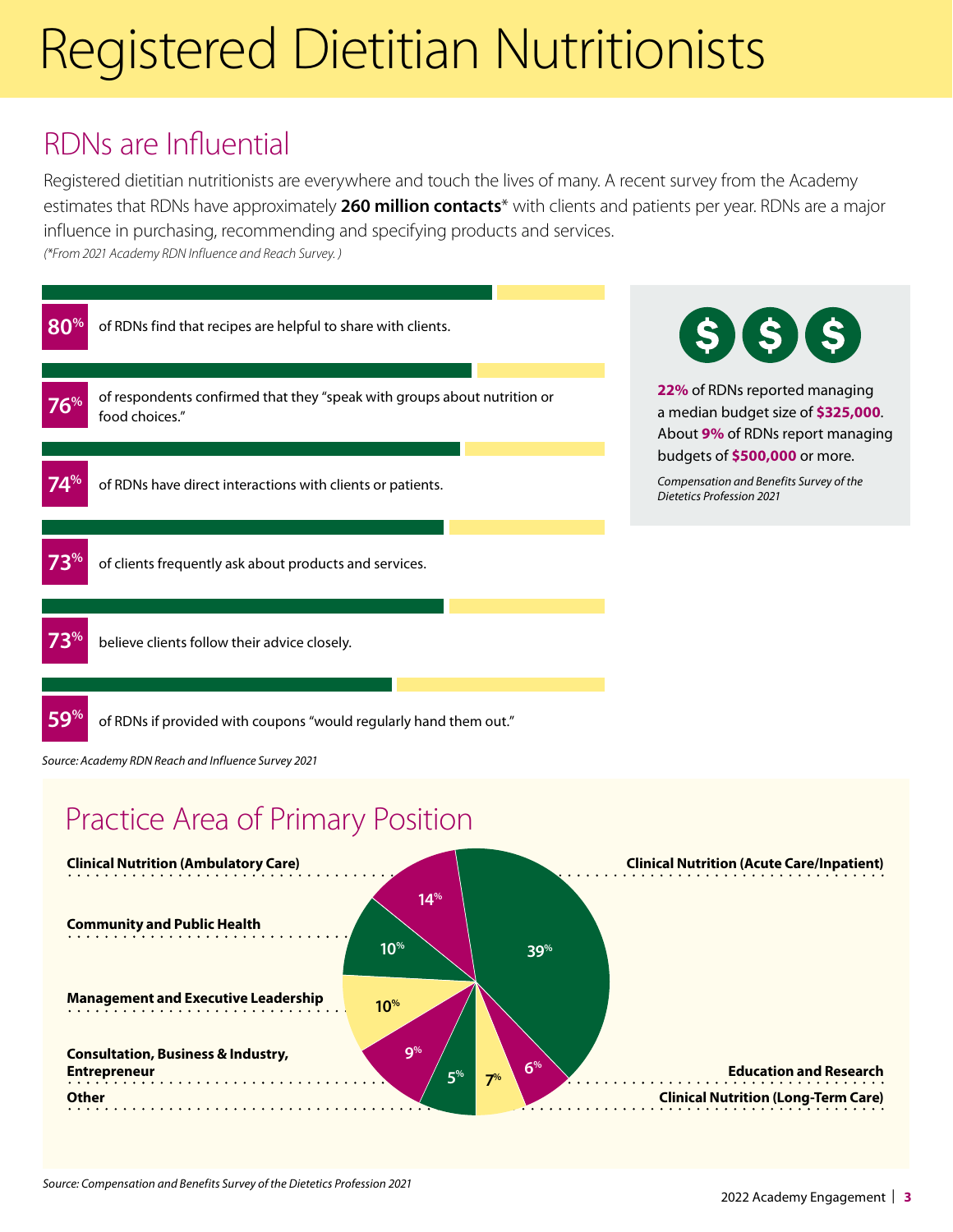# Registered Dietitian Nutritionists

## RDNs are Influential

Registered dietitian nutritionists are everywhere and touch the lives of many. A recent survey from the Academy estimates that RDNs have approximately **260 million contacts*** with clients and patients per year. RDNs are a major influence in purchasing, recommending and specifying products and services.

*(*From 2021 Academy RDN Influence and Reach Survey. )*

**80%** of RDNs find that recipes are helpful to share with clients.

**76%** of respondents confirmed that they "speak with groups about nutrition or food choices."

**74%** of RDNs have direct interactions with clients or patients.

**73%** of clients frequently ask about products and services.

**73%** believe clients follow their advice closely.

**59%** of RDNs if provided with coupons "would regularly hand them out."

*Source: Academy RDN Reach and Influence Survey 2021*

**22%** of RDNs reported managing a median budget size of **$325,000**. About **9%** of RDNs report managing budgets of **$500,000** or more.

*Compensation and Benefits Survey of the Dietetics Profession 2021*

## Practice Area of Primary Position

**Clinical Nutrition (Ambulatory Care)**
14%

**Community and Public Health**
10%

**Management and Executive Leadership**
10%

**Consultation, Business & Industry, Entrepreneur**
9%

**Other**
5%

**Clinical Nutrition (Acute Care/Inpatient)**
39%

**Education and Research**
6%

**Clinical Nutrition (Long-Term Care)**
7%

*Source: Compensation and Benefits Survey of the Dietetics Profession 2021*